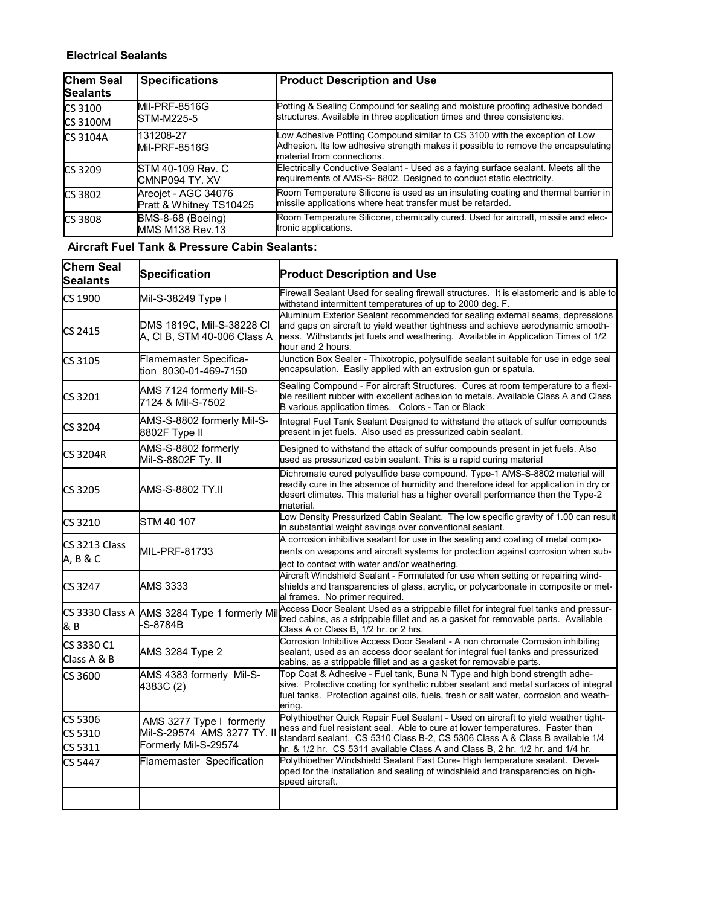### Electrical Sealants

| Chem Seal Sealants | Specifications | Product Description and Use |
|---|---|---|
| CS 3100<br>CS 3100M | Mil-PRF-8516G<br>STM-M225-5 | Potting & Sealing Compound for sealing and moisture proofing adhesive bonded structures. Available in three application times and three consistencies. |
| CS 3104A | 131208-27<br>Mil-PRF-8516G | Low Adhesive Potting Compound similar to CS 3100 with the exception of Low Adhesion. Its low adhesive strength makes it possible to remove the encapsulating material from connections. |
| CS 3209 | STM 40-109 Rev. C<br>CMNP094 TY. XV | Electrically Conductive Sealant - Used as a faying surface sealant. Meets all the requirements of AMS-S- 8802. Designed to conduct static electricity. |
| CS 3802 | Areojet - AGC 34076<br>Pratt & Whitney TS10425 | Room Temperature Silicone is used as an insulating coating and thermal barrier in missile applications where heat transfer must be retarded. |
| CS 3808 | BMS-8-68 (Boeing)<br>MMS M138 Rev.13 | Room Temperature Silicone, chemically cured. Used for aircraft, missile and electronic applications. |

### Aircraft Fuel Tank & Pressure Cabin Sealants:

| Chem Seal Sealants | Specification | Product Description and Use |
|---|---|---|
| CS 1900 | Mil-S-38249 Type I | Firewall Sealant Used for sealing firewall structures. It is elastomeric and is able to withstand intermittent temperatures of up to 2000 deg. F. |
| CS 2415 | DMS 1819C, Mil-S-38228 Cl A, Cl B, STM 40-006 Class A | Aluminum Exterior Sealant recommended for sealing external seams, depressions and gaps on aircraft to yield weather tightness and achieve aerodynamic smoothness. Withstands jet fuels and weathering. Available in Application Times of 1/2 hour and 2 hours. |
| CS 3105 | Flamemaster Specification 8030-01-469-7150 | Junction Box Sealer - Thixotropic, polysulfide sealant suitable for use in edge seal encapsulation. Easily applied with an extrusion gun or spatula. |
| CS 3201 | AMS 7124 formerly Mil-S-7124 & Mil-S-7502 | Sealing Compound - For aircraft Structures. Cures at room temperature to a flexible resilient rubber with excellent adhesion to metals. Available Class A and Class B various application times. Colors - Tan or Black |
| CS 3204 | AMS-S-8802 formerly Mil-S-8802F Type II | Integral Fuel Tank Sealant Designed to withstand the attack of sulfur compounds present in jet fuels. Also used as pressurized cabin sealant. |
| CS 3204R | AMS-S-8802 formerly Mil-S-8802F Ty. II | Designed to withstand the attack of sulfur compounds present in jet fuels. Also used as pressurized cabin sealant. This is a rapid curing material |
| CS 3205 | AMS-S-8802 TY.II | Dichromate cured polysulfide base compound. Type-1 AMS-S-8802 material will readily cure in the absence of humidity and therefore ideal for application in dry or desert climates. This material has a higher overall performance then the Type-2 material. |
| CS 3210 | STM 40 107 | Low Density Pressurized Cabin Sealant. The low specific gravity of 1.00 can result in substantial weight savings over conventional sealant. |
| CS 3213 Class A, B & C | MIL-PRF-81733 | A corrosion inhibitive sealant for use in the sealing and coating of metal components on weapons and aircraft systems for protection against corrosion when subject to contact with water and/or weathering. |
| CS 3247 | AMS 3333 | Aircraft Windshield Sealant - Formulated for use when setting or repairing windshields and transparencies of glass, acrylic, or polycarbonate in composite or metal frames. No primer required. |
| CS 3330 Class A & B | AMS 3284 Type 1 formerly Mil-S-8784B | Access Door Sealant Used as a strippable fillet for integral fuel tanks and pressurized cabins, as a strippable fillet and as a gasket for removable parts. Available Class A or Class B, 1/2 hr. or 2 hrs. |
| CS 3330 C1 Class A & B | AMS 3284 Type 2 | Corrosion Inhibitive Access Door Sealant - A non chromate Corrosion inhibiting sealant, used as an access door sealant for integral fuel tanks and pressurized cabins, as a strippable fillet and as a gasket for removable parts. |
| CS 3600 | AMS 4383 formerly Mil-S-4383C (2) | Top Coat & Adhesive - Fuel tank, Buna N Type and high bond strength adhesive. Protective coating for synthetic rubber sealant and metal surfaces of integral fuel tanks. Protection against oils, fuels, fresh or salt water, corrosion and weathering. |
| CS 5306<br>CS 5310<br>CS 5311 | AMS 3277 Type I formerly Mil-S-29574 AMS 3277 TY. II Formerly Mil-S-29574 | Polythioether Quick Repair Fuel Sealant - Used on aircraft to yield weather tightness and fuel resistant seal. Able to cure at lower temperatures. Faster than standard sealant. CS 5310 Class B-2, CS 5306 Class A & Class B available 1/4 hr. & 1/2 hr. CS 5311 available Class A and Class B, 2 hr. 1/2 hr. and 1/4 hr. |
| CS 5447 | Flamemaster Specification | Polythioether Windshield Sealant Fast Cure- High temperature sealant. Developed for the installation and sealing of windshield and transparencies on high-speed aircraft. |
| | | |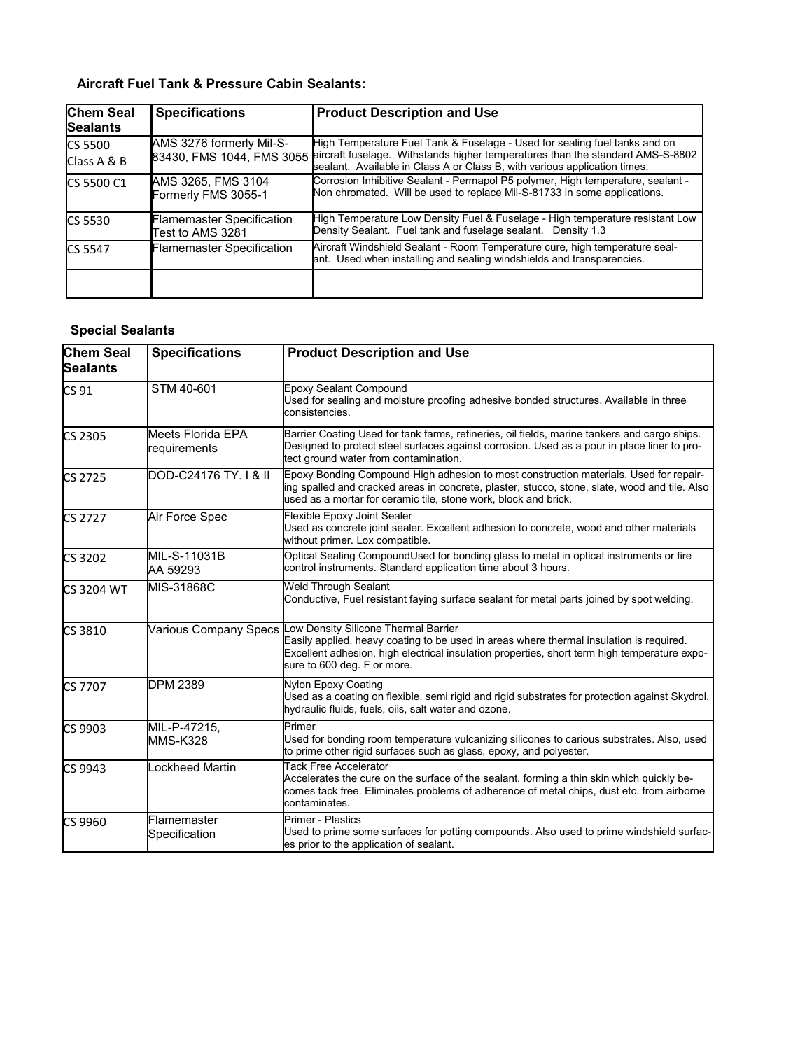**Aircraft Fuel Tank & Pressure Cabin Sealants:**

| Chem Seal Sealants | Specifications | Product Description and Use |
|---|---|---|
| CS 5500 Class A & B | AMS 3276 formerly Mil-S-83430, FMS 1044, FMS 3055 | High Temperature Fuel Tank & Fuselage - Used for sealing fuel tanks and on aircraft fuselage. Withstands higher temperatures than the standard AMS-S-8802 sealant. Available in Class A or Class B, with various application times. |
| CS 5500 C1 | AMS 3265, FMS 3104 Formerly FMS 3055-1 | Corrosion Inhibitive Sealant - Permapol P5 polymer, High temperature, sealant - Non chromated. Will be used to replace Mil-S-81733 in some applications. |
| CS 5530 | Flamemaster Specification Test to AMS 3281 | High Temperature Low Density Fuel & Fuselage - High temperature resistant Low Density Sealant. Fuel tank and fuselage sealant. Density 1.3 |
| CS 5547 | Flamemaster Specification | Aircraft Windshield Sealant - Room Temperature cure, high temperature sealant. Used when installing and sealing windshields and transparencies. |
| | | |

**Special Sealants**

| Chem Seal Sealants | Specifications | Product Description and Use |
|---|---|---|
| CS 91 | STM 40-601 | Epoxy Sealant Compound<br>Used for sealing and moisture proofing adhesive bonded structures. Available in three consistencies. |
| CS 2305 | Meets Florida EPA requirements | Barrier Coating Used for tank farms, refineries, oil fields, marine tankers and cargo ships. Designed to protect steel surfaces against corrosion. Used as a pour in place liner to protect ground water from contamination. |
| CS 2725 | DOD-C24176 TY. I & II | Epoxy Bonding Compound High adhesion to most construction materials. Used for repairing spalled and cracked areas in concrete, plaster, stucco, stone, slate, wood and tile. Also used as a mortar for ceramic tile, stone work, block and brick. |
| CS 2727 | Air Force Spec | Flexible Epoxy Joint Sealer<br>Used as concrete joint sealer. Excellent adhesion to concrete, wood and other materials without primer. Lox compatible. |
| CS 3202 | MIL-S-11031B<br>AA 59293 | Optical Sealing CompoundUsed for bonding glass to metal in optical instruments or fire control instruments. Standard application time about 3 hours. |
| CS 3204 WT | MIS-31868C | Weld Through Sealant<br>Conductive, Fuel resistant faying surface sealant for metal parts joined by spot welding. |
| CS 3810 | Various Company Specs | Low Density Silicone Thermal Barrier<br>Easily applied, heavy coating to be used in areas where thermal insulation is required. Excellent adhesion, high electrical insulation properties, short term high temperature exposure to 600 deg. F or more. |
| CS 7707 | DPM 2389 | Nylon Epoxy Coating<br>Used as a coating on flexible, semi rigid and rigid substrates for protection against Skydrol, hydraulic fluids, fuels, oils, salt water and ozone. |
| CS 9903 | MIL-P-47215,<br>MMS-K328 | Primer<br>Used for bonding room temperature vulcanizing silicones to carious substrates. Also, used to prime other rigid surfaces such as glass, epoxy, and polyester. |
| CS 9943 | Lockheed Martin | Tack Free Accelerator<br>Accelerates the cure on the surface of the sealant, forming a thin skin which quickly becomes tack free. Eliminates problems of adherence of metal chips, dust etc. from airborne contaminates. |
| CS 9960 | Flamemaster Specification | Primer - Plastics<br>Used to prime some surfaces for potting compounds. Also used to prime windshield surfaces prior to the application of sealant. |